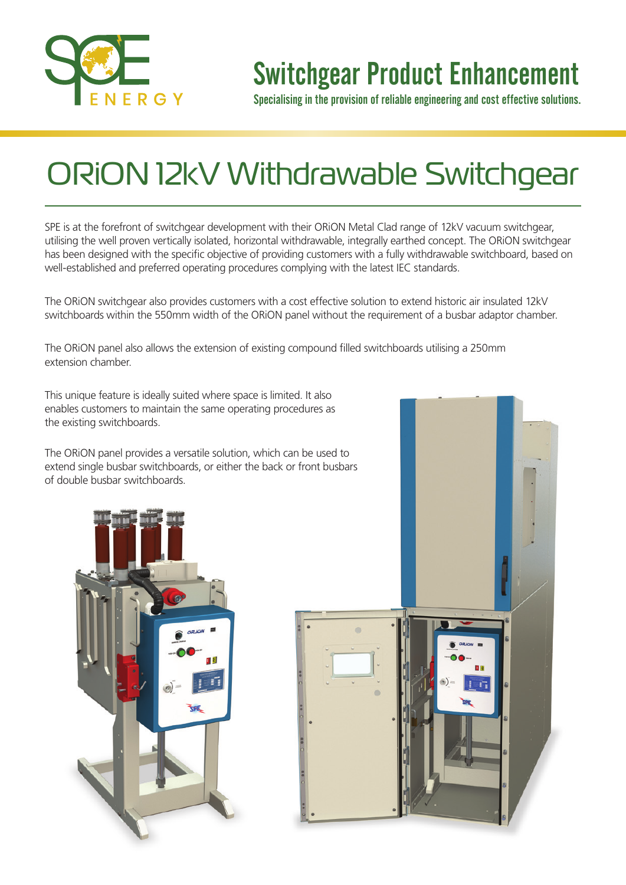SPE ENERGY

# Switchgear Product Enhancement

Specialising in the provision of reliable engineering and cost effective solutions.

# ORiON 12kV Withdrawable Switchgear

SPE is at the forefront of switchgear development with their ORiON Metal Clad range of 12kV vacuum switchgear, utilising the well proven vertically isolated, horizontal withdrawable, integrally earthed concept. The ORiON switchgear has been designed with the specific objective of providing customers with a fully withdrawable switchboard, based on well-established and preferred operating procedures complying with the latest IEC standards.

The ORiON switchgear also provides customers with a cost effective solution to extend historic air insulated 12kV switchboards within the 550mm width of the ORiON panel without the requirement of a busbar adaptor chamber.

The ORiON panel also allows the extension of existing compound filled switchboards utilising a 250mm extension chamber.

This unique feature is ideally suited where space is limited. It also enables customers to maintain the same operating procedures as the existing switchboards.

The ORiON panel provides a versatile solution, which can be used to extend single busbar switchboards, or either the back or front busbars of double busbar switchboards.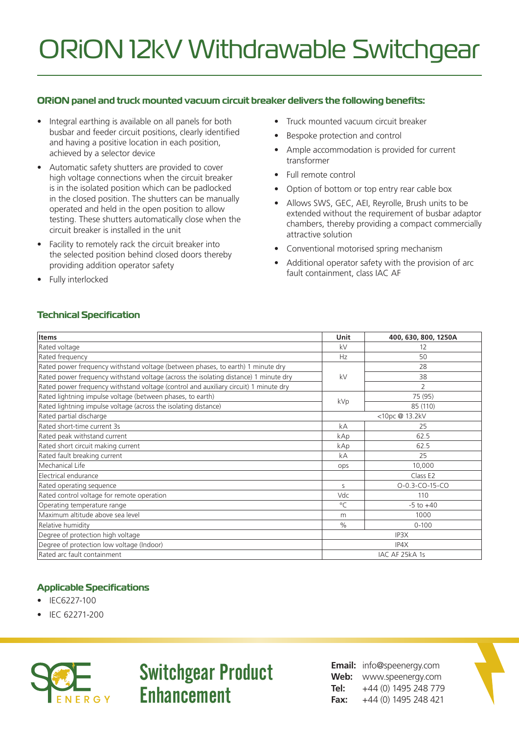# ORiON 12kV Withdrawable Switchgear

### ORiON panel and truck mounted vacuum circuit breaker delivers the following benefits:

- Integral earthing is available on all panels for both busbar and feeder circuit positions, clearly identified and having a positive location in each position, achieved by a selector device
- Automatic safety shutters are provided to cover high voltage connections when the circuit breaker is in the isolated position which can be padlocked in the closed position. The shutters can be manually operated and held in the open position to allow testing. These shutters automatically close when the circuit breaker is installed in the unit
- Facility to remotely rack the circuit breaker into the selected position behind closed doors thereby providing addition operator safety
- Fully interlocked
- Truck mounted vacuum circuit breaker
- Bespoke protection and control
- Ample accommodation is provided for current transformer
- Full remote control
- Option of bottom or top entry rear cable box
- Allows SWS, GEC, AEI, Reyrolle, Brush units to be extended without the requirement of busbar adaptor chambers, thereby providing a compact commercially attractive solution
- Conventional motorised spring mechanism
- Additional operator safety with the provision of arc fault containment, class IAC AF

### Technical Specification

| Items | Unit | 400, 630, 800, 1250A |
|---|---|---|
| Rated voltage | kV | 12 |
| Rated frequency | Hz | 50 |
| Rated power frequency withstand voltage (between phases, to earth) 1 minute dry | kV | 28 |
| Rated power frequency withstand voltage (across the isolating distance) 1 minute dry | | 38 |
| Rated power frequency withstand voltage (control and auxiliary circuit) 1 minute dry | | 2 |
| Rated lightning impulse voltage (between phases, to earth) | kVp | 75 (95) |
| Rated lightning impulse voltage (across the isolating distance) | | 85 (110) |
| Rated partial discharge | <10pc @ 13.2kV | |
| Rated short-time current 3s | kA | 25 |
| Rated peak withstand current | kAp | 62.5 |
| Rated short circuit making current | kAp | 62.5 |
| Rated fault breaking current | kA | 25 |
| Mechanical Life | ops | 10,000 |
| Electrical endurance | | Class E2 |
| Rated operating sequence | s | O-0.3-CO-15-CO |
| Rated control voltage for remote operation | Vdc | 110 |
| Operating temperature range | °C | -5 to +40 |
| Maximum altitude above sea level | m | 1000 |
| Relative humidity | % | 0-100 |
| Degree of protection high voltage | IP3X | |
| Degree of protection low voltage (Indoor) | IP4X | |
| Rated arc fault containment | IAC AF 25kA 1s | |

### Applicable Specifications

- IEC6227-100
- IEC 62271-200

SPE ENERGY

## Switchgear Product Enhancement

**Email:** info@speenergy.com
**Web:** www.speenergy.com
**Tel:** +44 (0) 1495 248 779
**Fax:** +44 (0) 1495 248 421